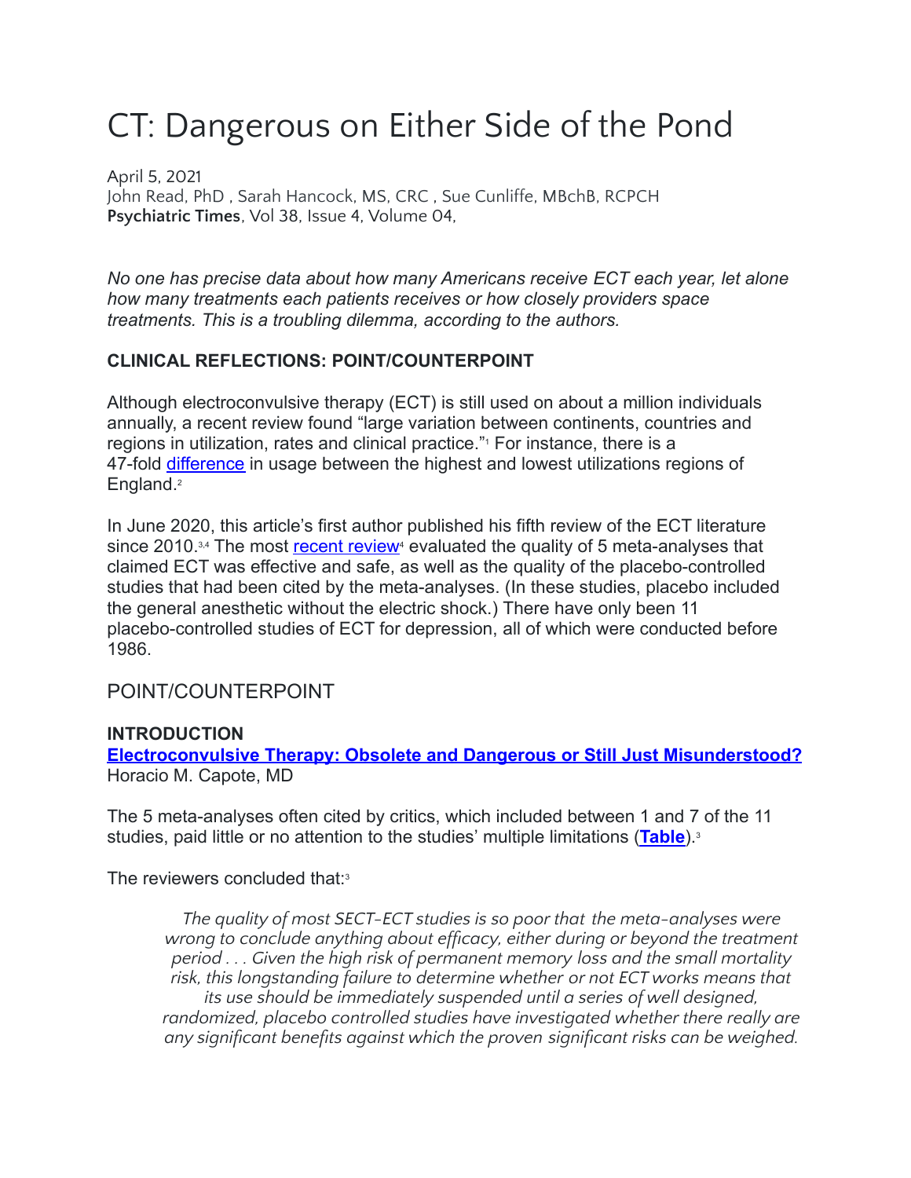# CT: Dangerous on Either Side of the Pond

April 5, 2021
John Read, PhD , Sarah Hancock, MS, CRC , Sue Cunliffe, MBchB, RCPCH
**Psychiatric Times**, Vol 38, Issue 4, Volume 04,

*No one has precise data about how many Americans receive ECT each year, let alone how many treatments each patients receives or how closely providers space treatments. This is a troubling dilemma, according to the authors.*

**CLINICAL REFLECTIONS: POINT/COUNTERPOINT**

Although electroconvulsive therapy (ECT) is still used on about a million individuals annually, a recent review found "large variation between continents, countries and regions in utilization, rates and clinical practice."[1] For instance, there is a 47-fold difference in usage between the highest and lowest utilizations regions of England.[2]

In June 2020, this article's first author published his fifth review of the ECT literature since 2010.[3,4] The most recent review[4] evaluated the quality of 5 meta-analyses that claimed ECT was effective and safe, as well as the quality of the placebo-controlled studies that had been cited by the meta-analyses. (In these studies, placebo included the general anesthetic without the electric shock.) There have only been 11 placebo-controlled studies of ECT for depression, all of which were conducted before 1986.

## POINT/COUNTERPOINT

**INTRODUCTION**
**Electroconvulsive Therapy: Obsolete and Dangerous or Still Just Misunderstood?**
Horacio M. Capote, MD

The 5 meta-analyses often cited by critics, which included between 1 and 7 of the 11 studies, paid little or no attention to the studies' multiple limitations (**Table**).[3]

The reviewers concluded that:[3]

> *The quality of most SECT-ECT studies is so poor that the meta-analyses were wrong to conclude anything about efficacy, either during or beyond the treatment period . . . Given the high risk of permanent memory loss and the small mortality risk, this longstanding failure to determine whether or not ECT works means that its use should be immediately suspended until a series of well designed, randomized, placebo controlled studies have investigated whether there really are any significant benefits against which the proven significant risks can be weighed.*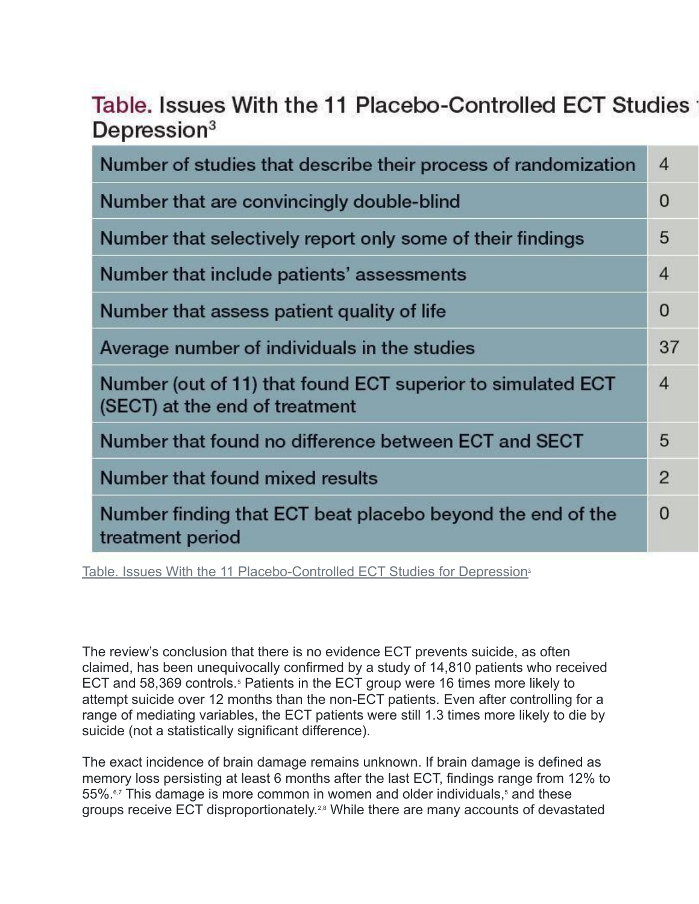**Table. Issues With the 11 Placebo-Controlled ECT Studies for Depression[3]**

| | |
|---|---|
| Number of studies that describe their process of randomization | 4 |
| Number that are convincingly double-blind | 0 |
| Number that selectively report only some of their findings | 5 |
| Number that include patients' assessments | 4 |
| Number that assess patient quality of life | 0 |
| Average number of individuals in the studies | 37 |
| Number (out of 11) that found ECT superior to simulated ECT (SECT) at the end of treatment | 4 |
| Number that found no difference between ECT and SECT | 5 |
| Number that found mixed results | 2 |
| Number finding that ECT beat placebo beyond the end of the treatment period | 0 |

Table. Issues With the 11 Placebo-Controlled ECT Studies for Depression[3]

The review's conclusion that there is no evidence ECT prevents suicide, as often claimed, has been unequivocally confirmed by a study of 14,810 patients who received ECT and 58,369 controls.[5] Patients in the ECT group were 16 times more likely to attempt suicide over 12 months than the non-ECT patients. Even after controlling for a range of mediating variables, the ECT patients were still 1.3 times more likely to die by suicide (not a statistically significant difference).

The exact incidence of brain damage remains unknown. If brain damage is defined as memory loss persisting at least 6 months after the last ECT, findings range from 12% to 55%.[6,7] This damage is more common in women and older individuals,[5] and these groups receive ECT disproportionately.[2,8] While there are many accounts of devastated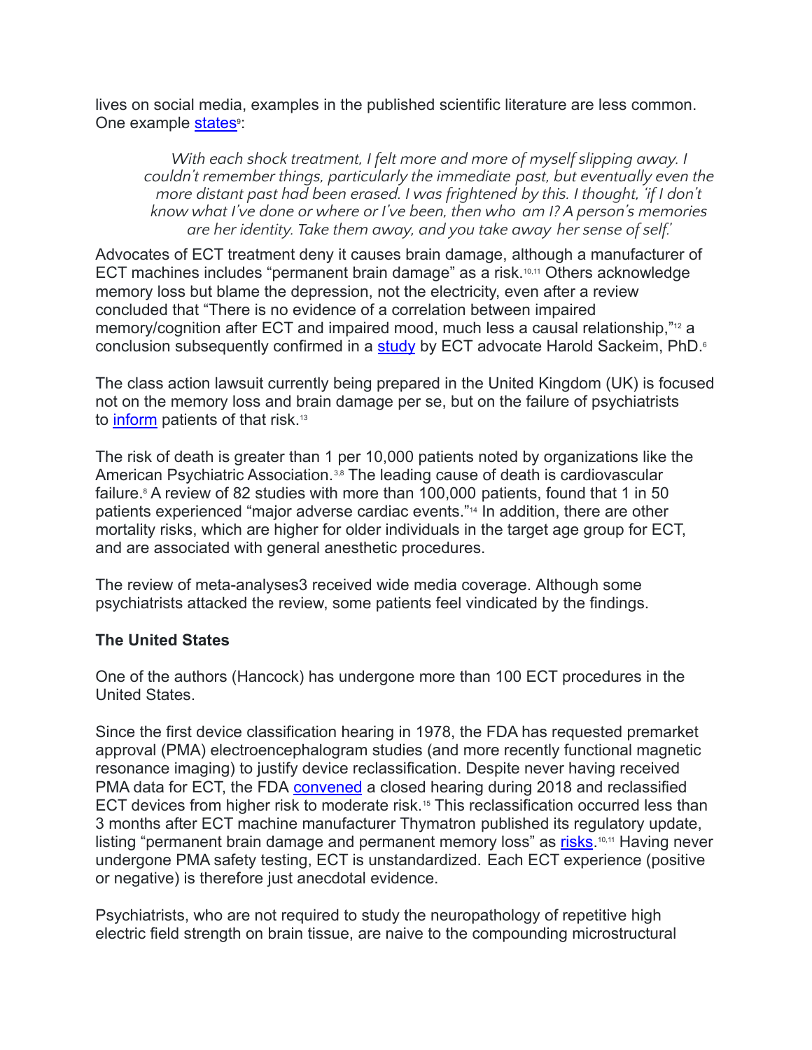lives on social media, examples in the published scientific literature are less common. One example states[9]:

> *With each shock treatment, I felt more and more of myself slipping away. I couldn't remember things, particularly the immediate past, but eventually even the more distant past had been erased. I was frightened by this. I thought, 'if I don't know what I've done or where or I've been, then who am I? A person's memories are her identity. Take them away, and you take away her sense of self.'*

Advocates of ECT treatment deny it causes brain damage, although a manufacturer of ECT machines includes "permanent brain damage" as a risk.[10,11] Others acknowledge memory loss but blame the depression, not the electricity, even after a review concluded that "There is no evidence of a correlation between impaired memory/cognition after ECT and impaired mood, much less a causal relationship,"[12] a conclusion subsequently confirmed in a study by ECT advocate Harold Sackeim, PhD.[6]

The class action lawsuit currently being prepared in the United Kingdom (UK) is focused not on the memory loss and brain damage per se, but on the failure of psychiatrists to inform patients of that risk.[13]

The risk of death is greater than 1 per 10,000 patients noted by organizations like the American Psychiatric Association.[3,8] The leading cause of death is cardiovascular failure.[8] A review of 82 studies with more than 100,000 patients, found that 1 in 50 patients experienced "major adverse cardiac events."[14] In addition, there are other mortality risks, which are higher for older individuals in the target age group for ECT, and are associated with general anesthetic procedures.

The review of meta-analyses3 received wide media coverage. Although some psychiatrists attacked the review, some patients feel vindicated by the findings.

**The United States**

One of the authors (Hancock) has undergone more than 100 ECT procedures in the United States.

Since the first device classification hearing in 1978, the FDA has requested premarket approval (PMA) electroencephalogram studies (and more recently functional magnetic resonance imaging) to justify device reclassification. Despite never having received PMA data for ECT, the FDA convened a closed hearing during 2018 and reclassified ECT devices from higher risk to moderate risk.[15] This reclassification occurred less than 3 months after ECT machine manufacturer Thymatron published its regulatory update, listing "permanent brain damage and permanent memory loss" as risks.[10,11] Having never undergone PMA safety testing, ECT is unstandardized. Each ECT experience (positive or negative) is therefore just anecdotal evidence.

Psychiatrists, who are not required to study the neuropathology of repetitive high electric field strength on brain tissue, are naive to the compounding microstructural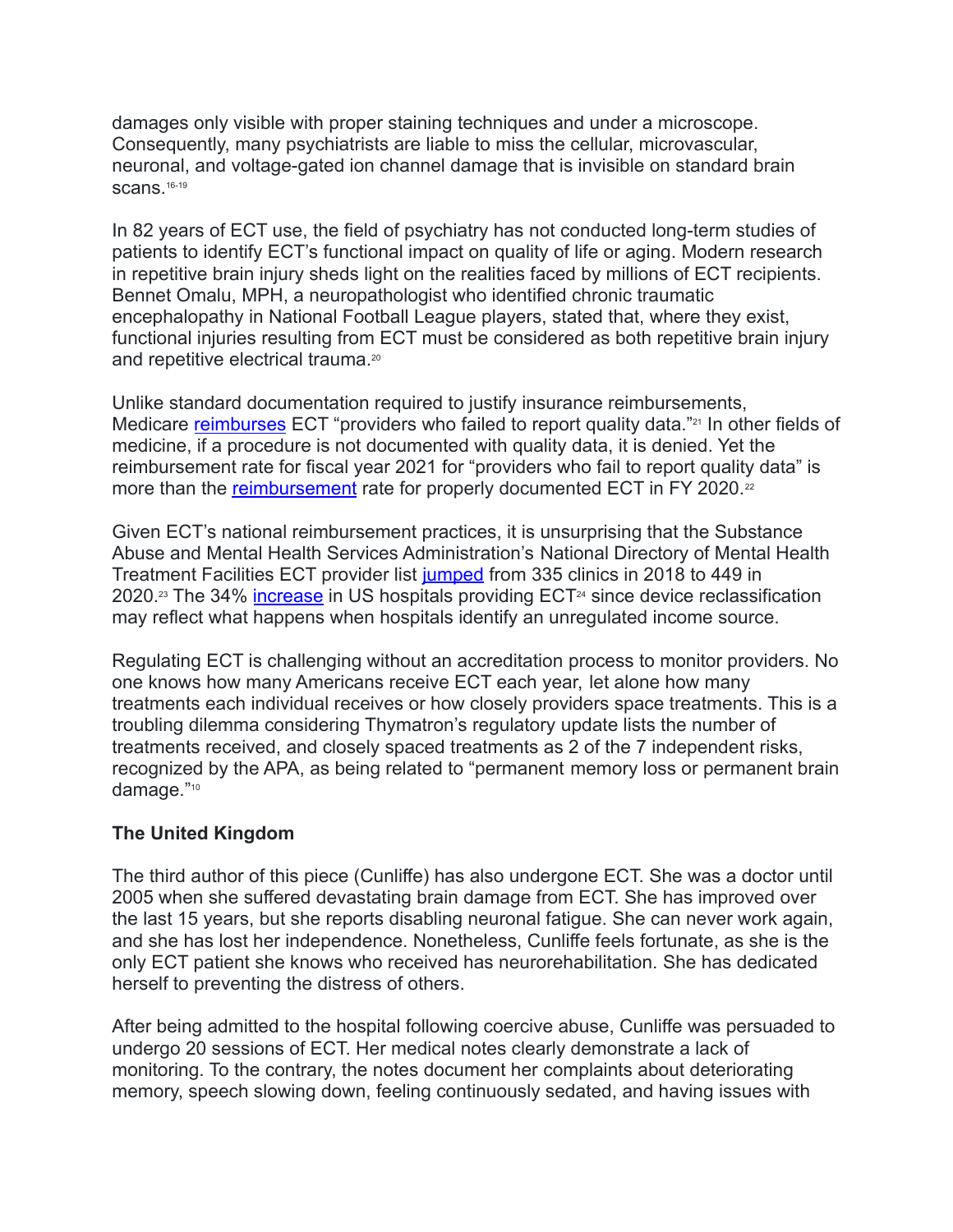damages only visible with proper staining techniques and under a microscope. Consequently, many psychiatrists are liable to miss the cellular, microvascular, neuronal, and voltage-gated ion channel damage that is invisible on standard brain scans.[16-19]

In 82 years of ECT use, the field of psychiatry has not conducted long-term studies of patients to identify ECT's functional impact on quality of life or aging. Modern research in repetitive brain injury sheds light on the realities faced by millions of ECT recipients. Bennet Omalu, MPH, a neuropathologist who identified chronic traumatic encephalopathy in National Football League players, stated that, where they exist, functional injuries resulting from ECT must be considered as both repetitive brain injury and repetitive electrical trauma.[20]

Unlike standard documentation required to justify insurance reimbursements, Medicare reimburses ECT "providers who failed to report quality data."[21] In other fields of medicine, if a procedure is not documented with quality data, it is denied. Yet the reimbursement rate for fiscal year 2021 for "providers who fail to report quality data" is more than the reimbursement rate for properly documented ECT in FY 2020.[22]

Given ECT's national reimbursement practices, it is unsurprising that the Substance Abuse and Mental Health Services Administration's National Directory of Mental Health Treatment Facilities ECT provider list jumped from 335 clinics in 2018 to 449 in 2020.[23] The 34% increase in US hospitals providing ECT[24] since device reclassification may reflect what happens when hospitals identify an unregulated income source.

Regulating ECT is challenging without an accreditation process to monitor providers. No one knows how many Americans receive ECT each year, let alone how many treatments each individual receives or how closely providers space treatments. This is a troubling dilemma considering Thymatron's regulatory update lists the number of treatments received, and closely spaced treatments as 2 of the 7 independent risks, recognized by the APA, as being related to "permanent memory loss or permanent brain damage."[10]

**The United Kingdom**

The third author of this piece (Cunliffe) has also undergone ECT. She was a doctor until 2005 when she suffered devastating brain damage from ECT. She has improved over the last 15 years, but she reports disabling neuronal fatigue. She can never work again, and she has lost her independence. Nonetheless, Cunliffe feels fortunate, as she is the only ECT patient she knows who received has neurorehabilitation. She has dedicated herself to preventing the distress of others.

After being admitted to the hospital following coercive abuse, Cunliffe was persuaded to undergo 20 sessions of ECT. Her medical notes clearly demonstrate a lack of monitoring. To the contrary, the notes document her complaints about deteriorating memory, speech slowing down, feeling continuously sedated, and having issues with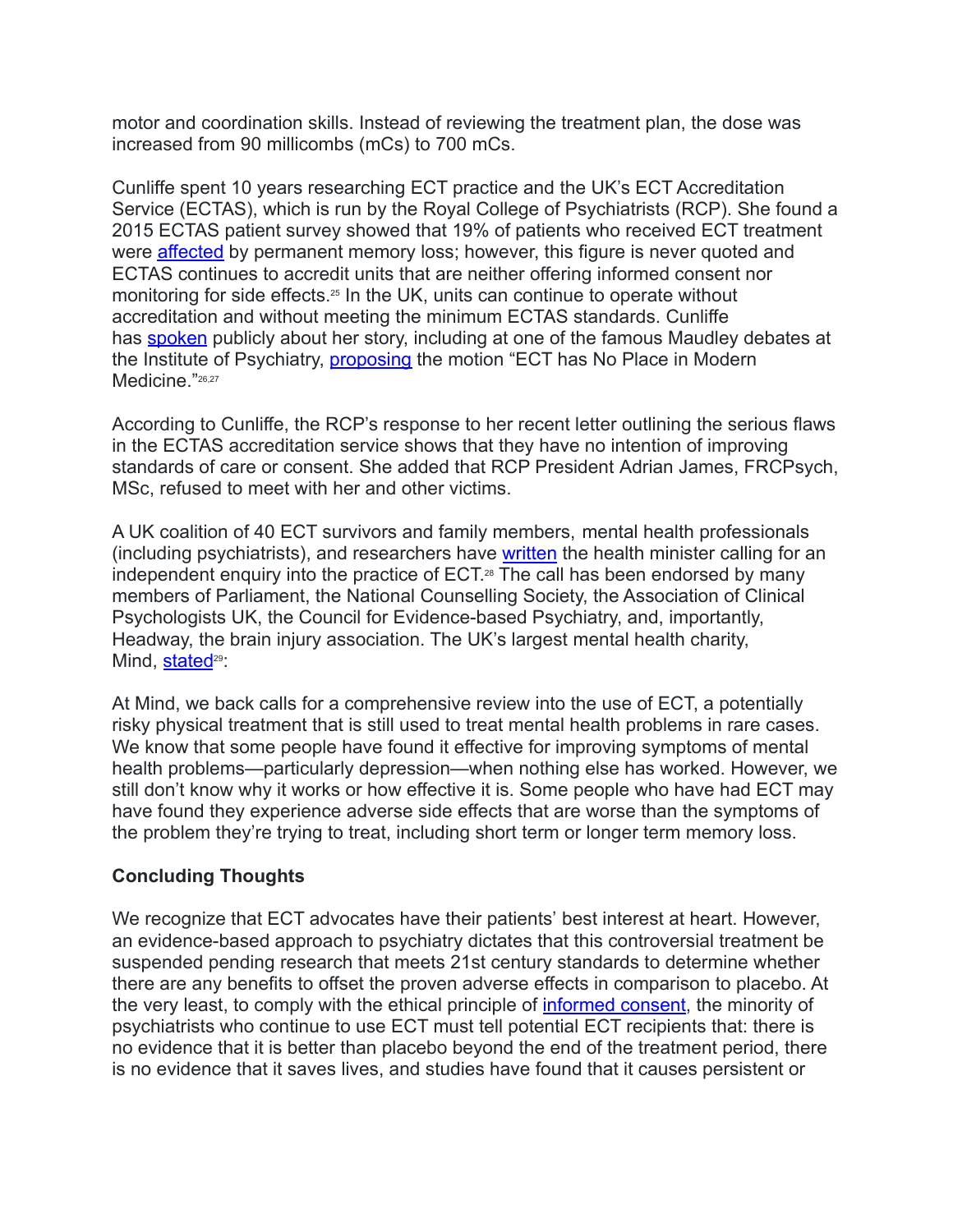motor and coordination skills. Instead of reviewing the treatment plan, the dose was increased from 90 millicombs (mCs) to 700 mCs.

Cunliffe spent 10 years researching ECT practice and the UK's ECT Accreditation Service (ECTAS), which is run by the Royal College of Psychiatrists (RCP). She found a 2015 ECTAS patient survey showed that 19% of patients who received ECT treatment were affected by permanent memory loss; however, this figure is never quoted and ECTAS continues to accredit units that are neither offering informed consent nor monitoring for side effects.[25] In the UK, units can continue to operate without accreditation and without meeting the minimum ECTAS standards. Cunliffe has spoken publicly about her story, including at one of the famous Maudley debates at the Institute of Psychiatry, proposing the motion "ECT has No Place in Modern Medicine."[26,27]

According to Cunliffe, the RCP's response to her recent letter outlining the serious flaws in the ECTAS accreditation service shows that they have no intention of improving standards of care or consent. She added that RCP President Adrian James, FRCPsych, MSc, refused to meet with her and other victims.

A UK coalition of 40 ECT survivors and family members, mental health professionals (including psychiatrists), and researchers have written the health minister calling for an independent enquiry into the practice of ECT.[28] The call has been endorsed by many members of Parliament, the National Counselling Society, the Association of Clinical Psychologists UK, the Council for Evidence-based Psychiatry, and, importantly, Headway, the brain injury association. The UK's largest mental health charity, Mind, stated[29]:

At Mind, we back calls for a comprehensive review into the use of ECT, a potentially risky physical treatment that is still used to treat mental health problems in rare cases. We know that some people have found it effective for improving symptoms of mental health problems—particularly depression—when nothing else has worked. However, we still don't know why it works or how effective it is. Some people who have had ECT may have found they experience adverse side effects that are worse than the symptoms of the problem they're trying to treat, including short term or longer term memory loss.

### Concluding Thoughts

We recognize that ECT advocates have their patients' best interest at heart. However, an evidence-based approach to psychiatry dictates that this controversial treatment be suspended pending research that meets 21st century standards to determine whether there are any benefits to offset the proven adverse effects in comparison to placebo. At the very least, to comply with the ethical principle of informed consent, the minority of psychiatrists who continue to use ECT must tell potential ECT recipients that: there is no evidence that it is better than placebo beyond the end of the treatment period, there is no evidence that it saves lives, and studies have found that it causes persistent or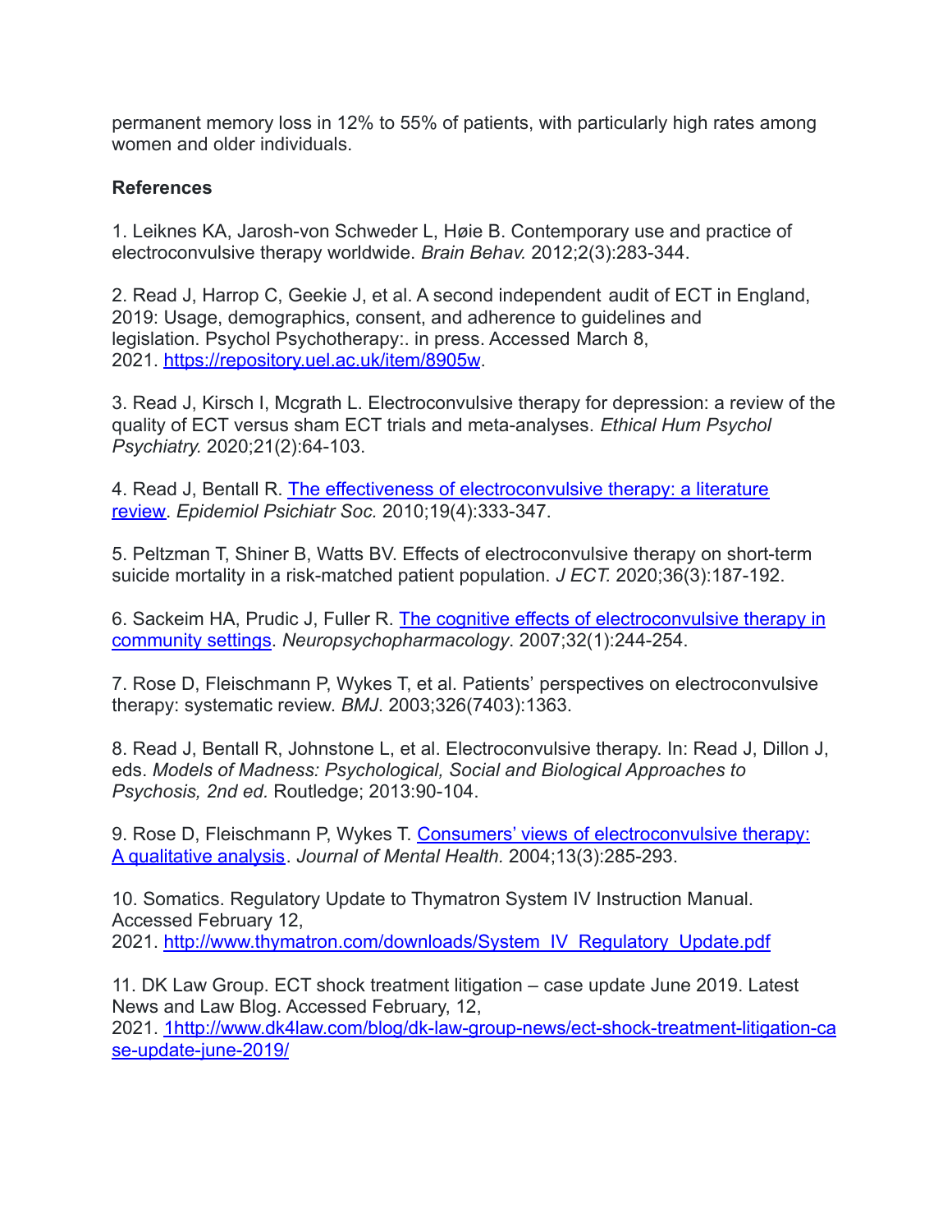permanent memory loss in 12% to 55% of patients, with particularly high rates among women and older individuals.

**References**

1. Leiknes KA, Jarosh-von Schweder L, Høie B. Contemporary use and practice of electroconvulsive therapy worldwide. *Brain Behav.* 2012;2(3):283-344.

2. Read J, Harrop C, Geekie J, et al. A second independent audit of ECT in England, 2019: Usage, demographics, consent, and adherence to guidelines and legislation. Psychol Psychotherapy:. in press. Accessed March 8, 2021. [https://repository.uel.ac.uk/item/8905w](https://repository.uel.ac.uk/item/8905w).

3. Read J, Kirsch I, Mcgrath L. Electroconvulsive therapy for depression: a review of the quality of ECT versus sham ECT trials and meta-analyses. *Ethical Hum Psychol Psychiatry.* 2020;21(2):64-103.

4. Read J, Bentall R. [The effectiveness of electroconvulsive therapy: a literature review](). *Epidemiol Psichiatr Soc.* 2010;19(4):333-347.

5. Peltzman T, Shiner B, Watts BV. Effects of electroconvulsive therapy on short-term suicide mortality in a risk-matched patient population. *J ECT.* 2020;36(3):187-192.

6. Sackeim HA, Prudic J, Fuller R. [The cognitive effects of electroconvulsive therapy in community settings](). *Neuropsychopharmacology*. 2007;32(1):244-254.

7. Rose D, Fleischmann P, Wykes T, et al. Patients' perspectives on electroconvulsive therapy: systematic review. *BMJ*. 2003;326(7403):1363.

8. Read J, Bentall R, Johnstone L, et al. Electroconvulsive therapy. In: Read J, Dillon J, eds. *Models of Madness: Psychological, Social and Biological Approaches to Psychosis, 2nd ed.* Routledge; 2013:90-104.

9. Rose D, Fleischmann P, Wykes T. [Consumers' views of electroconvulsive therapy: A qualitative analysis](). *Journal of Mental Health.* 2004;13(3):285-293.

10. Somatics. Regulatory Update to Thymatron System IV Instruction Manual. Accessed February 12, 2021. [http://www.thymatron.com/downloads/System_IV_Regulatory_Update.pdf](http://www.thymatron.com/downloads/System_IV_Regulatory_Update.pdf)

11. DK Law Group. ECT shock treatment litigation – case update June 2019. Latest News and Law Blog. Accessed February, 12, 2021. [1http://www.dk4law.com/blog/dk-law-group-news/ect-shock-treatment-litigation-case-update-june-2019/](http://www.dk4law.com/blog/dk-law-group-news/ect-shock-treatment-litigation-case-update-june-2019/)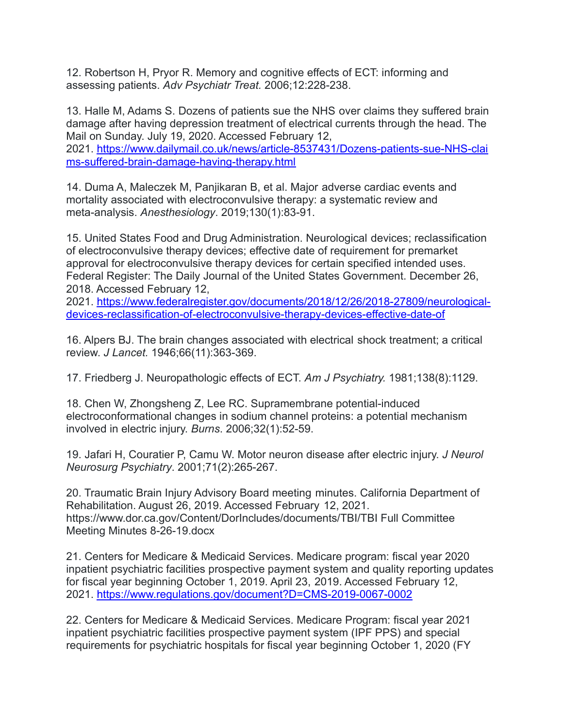12. Robertson H, Pryor R. Memory and cognitive effects of ECT: informing and assessing patients. *Adv Psychiatr Treat.* 2006;12:228-238.

13. Halle M, Adams S. Dozens of patients sue the NHS over claims they suffered brain damage after having depression treatment of electrical currents through the head. The Mail on Sunday. July 19, 2020. Accessed February 12, 2021. https://www.dailymail.co.uk/news/article-8537431/Dozens-patients-sue-NHS-claims-suffered-brain-damage-having-therapy.html

14. Duma A, Maleczek M, Panjikaran B, et al. Major adverse cardiac events and mortality associated with electroconvulsive therapy: a systematic review and meta-analysis. *Anesthesiology*. 2019;130(1):83-91.

15. United States Food and Drug Administration. Neurological devices; reclassification of electroconvulsive therapy devices; effective date of requirement for premarket approval for electroconvulsive therapy devices for certain specified intended uses. Federal Register: The Daily Journal of the United States Government. December 26, 2018. Accessed February 12, 2021. https://www.federalregister.gov/documents/2018/12/26/2018-27809/neurological-devices-reclassification-of-electroconvulsive-therapy-devices-effective-date-of

16. Alpers BJ. The brain changes associated with electrical shock treatment; a critical review. *J Lancet.* 1946;66(11):363-369.

17. Friedberg J. Neuropathologic effects of ECT. *Am J Psychiatry.* 1981;138(8):1129.

18. Chen W, Zhongsheng Z, Lee RC. Supramembrane potential-induced electroconformational changes in sodium channel proteins: a potential mechanism involved in electric injury. *Burns*. 2006;32(1):52-59.

19. Jafari H, Couratier P, Camu W. Motor neuron disease after electric injury. *J Neurol Neurosurg Psychiatry*. 2001;71(2):265-267.

20. Traumatic Brain Injury Advisory Board meeting minutes. California Department of Rehabilitation. August 26, 2019. Accessed February 12, 2021. https://www.dor.ca.gov/Content/DorIncludes/documents/TBI/TBI Full Committee Meeting Minutes 8-26-19.docx

21. Centers for Medicare & Medicaid Services. Medicare program: fiscal year 2020 inpatient psychiatric facilities prospective payment system and quality reporting updates for fiscal year beginning October 1, 2019. April 23, 2019. Accessed February 12, 2021. https://www.regulations.gov/document?D=CMS-2019-0067-0002

22. Centers for Medicare & Medicaid Services. Medicare Program: fiscal year 2021 inpatient psychiatric facilities prospective payment system (IPF PPS) and special requirements for psychiatric hospitals for fiscal year beginning October 1, 2020 (FY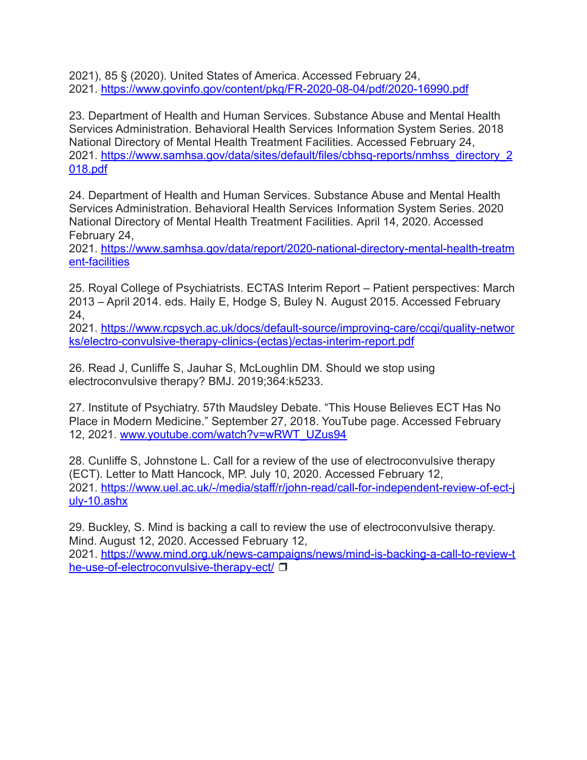2021), 85 § (2020). United States of America. Accessed February 24, 2021. https://www.govinfo.gov/content/pkg/FR-2020-08-04/pdf/2020-16990.pdf

23. Department of Health and Human Services. Substance Abuse and Mental Health Services Administration. Behavioral Health Services Information System Series. 2018 National Directory of Mental Health Treatment Facilities. Accessed February 24, 2021. https://www.samhsa.gov/data/sites/default/files/cbhsq-reports/nmhss_directory_2018.pdf

24. Department of Health and Human Services. Substance Abuse and Mental Health Services Administration. Behavioral Health Services Information System Series. 2020 National Directory of Mental Health Treatment Facilities. April 14, 2020. Accessed February 24, 2021. https://www.samhsa.gov/data/report/2020-national-directory-mental-health-treatment-facilities

25. Royal College of Psychiatrists. ECTAS Interim Report – Patient perspectives: March 2013 – April 2014. eds. Haily E, Hodge S, Buley N. August 2015. Accessed February 24, 2021. https://www.rcpsych.ac.uk/docs/default-source/improving-care/ccqi/quality-networks/electro-convulsive-therapy-clinics-(ectas)/ectas-interim-report.pdf

26. Read J, Cunliffe S, Jauhar S, McLoughlin DM. Should we stop using electroconvulsive therapy? BMJ. 2019;364:k5233.

27. Institute of Psychiatry. 57th Maudsley Debate. "This House Believes ECT Has No Place in Modern Medicine." September 27, 2018. YouTube page. Accessed February 12, 2021. www.youtube.com/watch?v=wRWT_UZus94

28. Cunliffe S, Johnstone L. Call for a review of the use of electroconvulsive therapy (ECT). Letter to Matt Hancock, MP. July 10, 2020. Accessed February 12, 2021. https://www.uel.ac.uk/-/media/staff/r/john-read/call-for-independent-review-of-ect-july-10.ashx

29. Buckley, S. Mind is backing a call to review the use of electroconvulsive therapy. Mind. August 12, 2020. Accessed February 12, 2021. https://www.mind.org.uk/news-campaigns/news/mind-is-backing-a-call-to-review-the-use-of-electroconvulsive-therapy-ect/ ❒